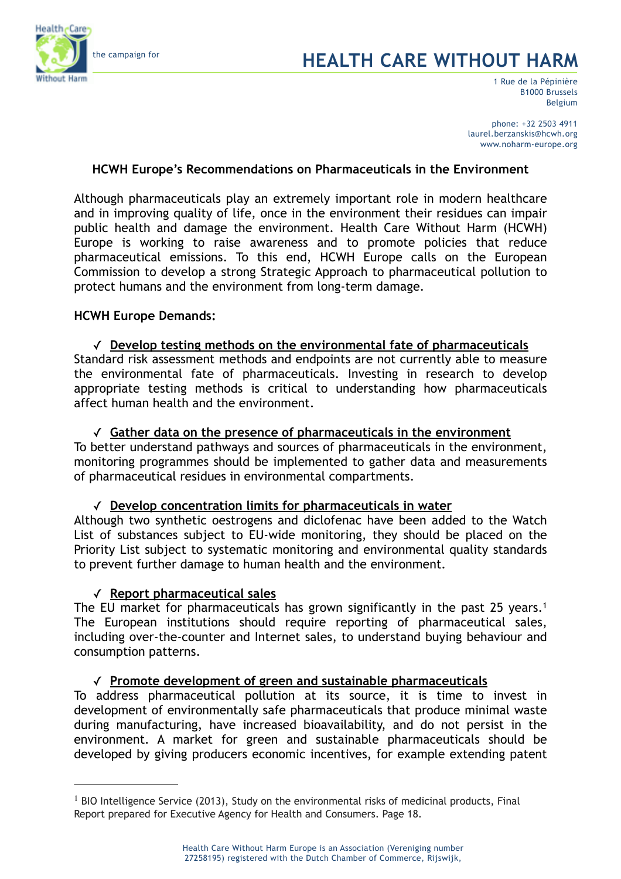the campaign for

# HEALTH CARE WITHOUT HARM

1 Rue de la Pépinière
B1000 Brussels
Belgium

phone: +32 2503 4911
laurel.berzanskis@hcwh.org
www.noharm-europe.org

## HCWH Europe's Recommendations on Pharmaceuticals in the Environment

Although pharmaceuticals play an extremely important role in modern healthcare and in improving quality of life, once in the environment their residues can impair public health and damage the environment. Health Care Without Harm (HCWH) Europe is working to raise awareness and to promote policies that reduce pharmaceutical emissions. To this end, HCWH Europe calls on the European Commission to develop a strong Strategic Approach to pharmaceutical pollution to protect humans and the environment from long-term damage.

**HCWH Europe Demands:**

✓ **Develop testing methods on the environmental fate of pharmaceuticals**

Standard risk assessment methods and endpoints are not currently able to measure the environmental fate of pharmaceuticals. Investing in research to develop appropriate testing methods is critical to understanding how pharmaceuticals affect human health and the environment.

✓ **Gather data on the presence of pharmaceuticals in the environment**

To better understand pathways and sources of pharmaceuticals in the environment, monitoring programmes should be implemented to gather data and measurements of pharmaceutical residues in environmental compartments.

✓ **Develop concentration limits for pharmaceuticals in water**

Although two synthetic oestrogens and diclofenac have been added to the Watch List of substances subject to EU-wide monitoring, they should be placed on the Priority List subject to systematic monitoring and environmental quality standards to prevent further damage to human health and the environment.

✓ **Report pharmaceutical sales**

The EU market for pharmaceuticals has grown significantly in the past 25 years.[1] The European institutions should require reporting of pharmaceutical sales, including over-the-counter and Internet sales, to understand buying behaviour and consumption patterns.

✓ **Promote development of green and sustainable pharmaceuticals**

To address pharmaceutical pollution at its source, it is time to invest in development of environmentally safe pharmaceuticals that produce minimal waste during manufacturing, have increased bioavailability, and do not persist in the environment. A market for green and sustainable pharmaceuticals should be developed by giving producers economic incentives, for example extending patent

---

[1] BIO Intelligence Service (2013), Study on the environmental risks of medicinal products, Final Report prepared for Executive Agency for Health and Consumers. Page 18.

Health Care Without Harm Europe is an Association (Vereniging number 27258195) registered with the Dutch Chamber of Commerce, Rijswijk,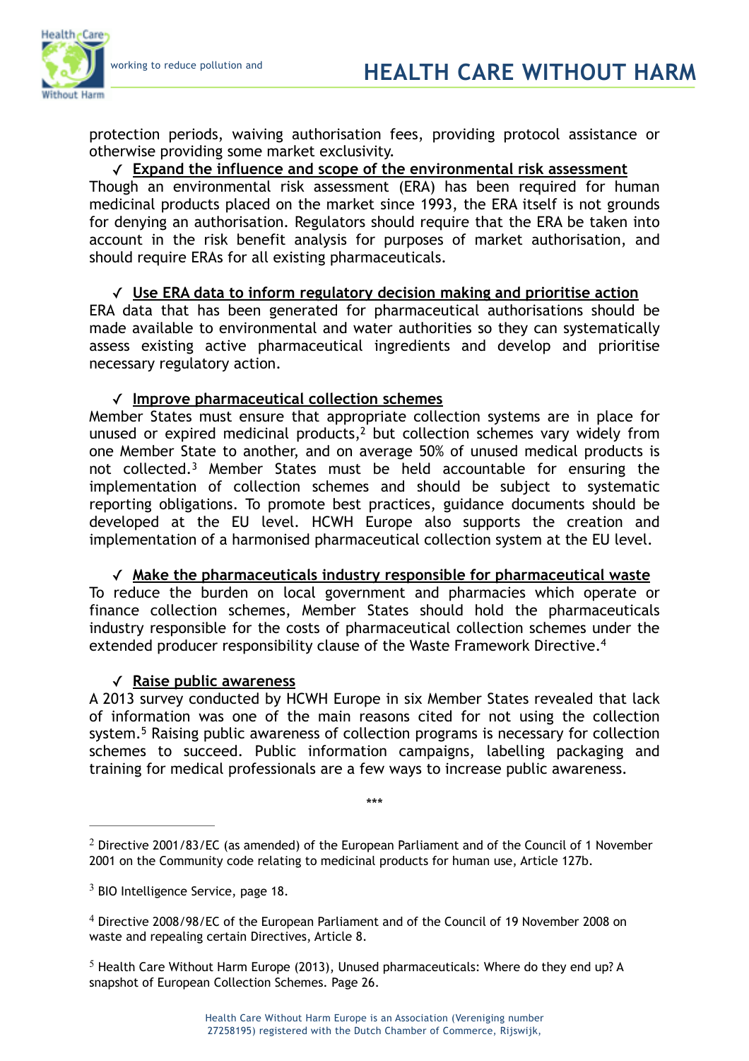protection periods, waiving authorisation fees, providing protocol assistance or otherwise providing some market exclusivity.

✓ <u>Expand the influence and scope of the environmental risk assessment</u>

Though an environmental risk assessment (ERA) has been required for human medicinal products placed on the market since 1993, the ERA itself is not grounds for denying an authorisation. Regulators should require that the ERA be taken into account in the risk benefit analysis for purposes of market authorisation, and should require ERAs for all existing pharmaceuticals.

✓ <u>Use ERA data to inform regulatory decision making and prioritise action</u>

ERA data that has been generated for pharmaceutical authorisations should be made available to environmental and water authorities so they can systematically assess existing active pharmaceutical ingredients and develop and prioritise necessary regulatory action.

✓ <u>Improve pharmaceutical collection schemes</u>

Member States must ensure that appropriate collection systems are in place for unused or expired medicinal products,[2] but collection schemes vary widely from one Member State to another, and on average 50% of unused medical products is not collected.[3] Member States must be held accountable for ensuring the implementation of collection schemes and should be subject to systematic reporting obligations. To promote best practices, guidance documents should be developed at the EU level. HCWH Europe also supports the creation and implementation of a harmonised pharmaceutical collection system at the EU level.

✓ <u>Make the pharmaceuticals industry responsible for pharmaceutical waste</u>

To reduce the burden on local government and pharmacies which operate or finance collection schemes, Member States should hold the pharmaceuticals industry responsible for the costs of pharmaceutical collection schemes under the extended producer responsibility clause of the Waste Framework Directive.[4]

✓ <u>Raise public awareness</u>

A 2013 survey conducted by HCWH Europe in six Member States revealed that lack of information was one of the main reasons cited for not using the collection system.[5] Raising public awareness of collection programs is necessary for collection schemes to succeed. Public information campaigns, labelling packaging and training for medical professionals are a few ways to increase public awareness.

***

---

[2] Directive 2001/83/EC (as amended) of the European Parliament and of the Council of 1 November 2001 on the Community code relating to medicinal products for human use, Article 127b.

[3] BIO Intelligence Service, page 18.

[4] Directive 2008/98/EC of the European Parliament and of the Council of 19 November 2008 on waste and repealing certain Directives, Article 8.

[5] Health Care Without Harm Europe (2013), Unused pharmaceuticals: Where do they end up? A snapshot of European Collection Schemes. Page 26.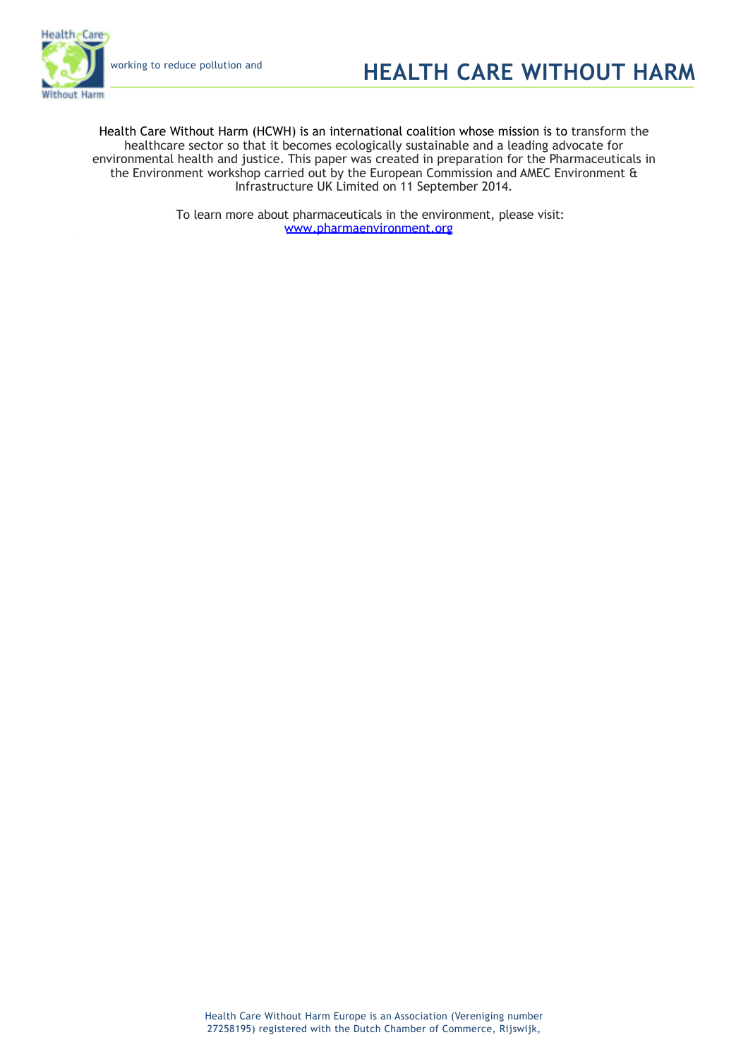Health Care Without Harm (HCWH) is an international coalition whose mission is to transform the healthcare sector so that it becomes ecologically sustainable and a leading advocate for environmental health and justice. This paper was created in preparation for the Pharmaceuticals in the Environment workshop carried out by the European Commission and AMEC Environment & Infrastructure UK Limited on 11 September 2014.

To learn more about pharmaceuticals in the environment, please visit:
[www.pharmaenvironment.org](http://www.pharmaenvironment.org)

Health Care Without Harm Europe is an Association (Vereniging number 27258195) registered with the Dutch Chamber of Commerce, Rijswijk,